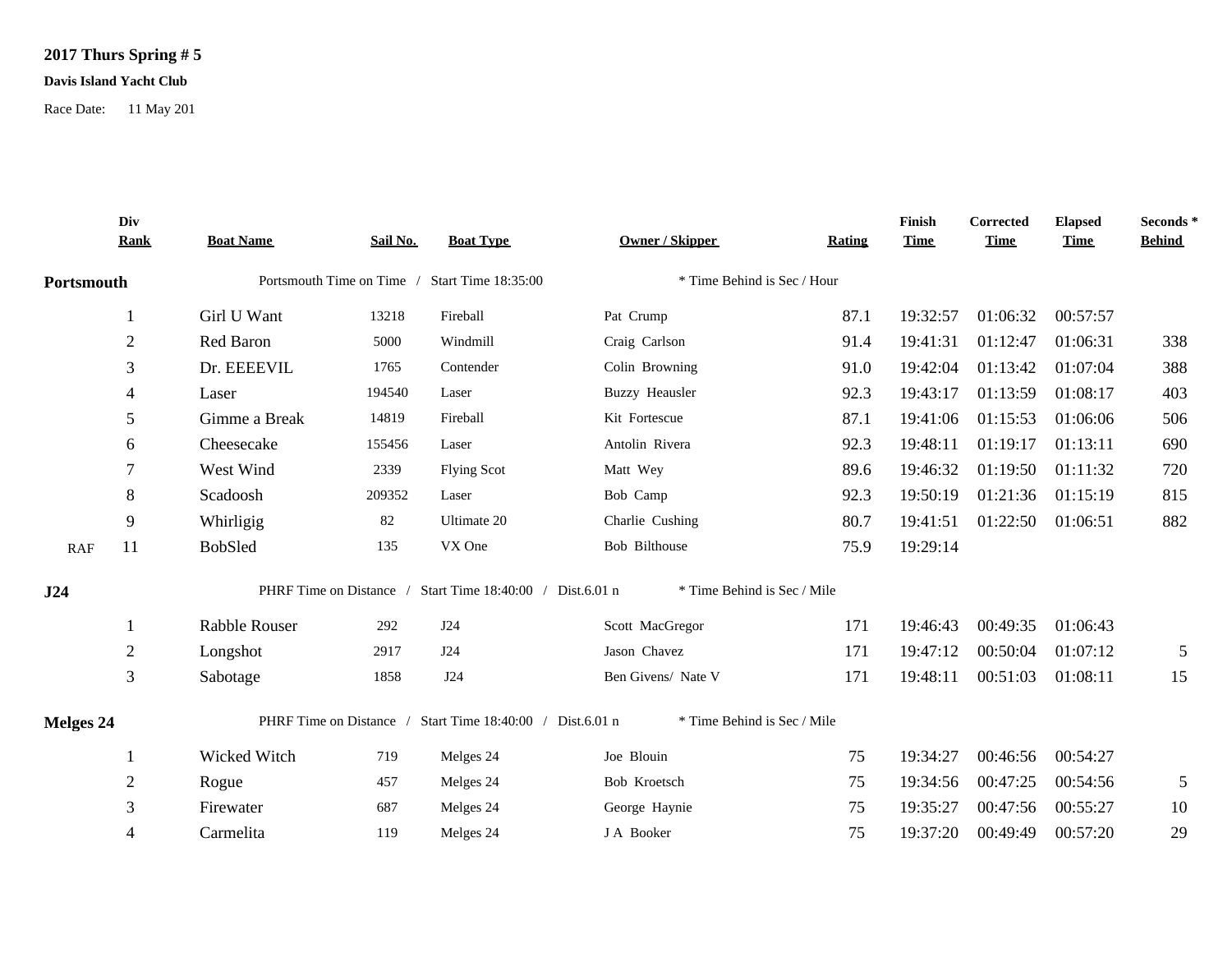**2017 Thurs Spring # 5**

**Davis Island Yacht Club**

Race Date: 11 May 201

| | Div Rank | Boat Name | Sail No. | Boat Type | Owner / Skipper | Rating | Finish Time | Corrected Time | Elapsed Time | Seconds * Behind |
|---|---|---|---|---|---|---|---|---|---|---|
| **Portsmouth** | | Portsmouth Time on Time / Start Time 18:35:00 | | | * Time Behind is Sec / Hour | | | | | |
| | 1 | Girl U Want | 13218 | Fireball | Pat Crump | 87.1 | 19:32:57 | 01:06:32 | 00:57:57 | |
| | 2 | Red Baron | 5000 | Windmill | Craig Carlson | 91.4 | 19:41:31 | 01:12:47 | 01:06:31 | 338 |
| | 3 | Dr. EEEEVIL | 1765 | Contender | Colin Browning | 91.0 | 19:42:04 | 01:13:42 | 01:07:04 | 388 |
| | 4 | Laser | 194540 | Laser | Buzzy Heausler | 92.3 | 19:43:17 | 01:13:59 | 01:08:17 | 403 |
| | 5 | Gimme a Break | 14819 | Fireball | Kit Fortescue | 87.1 | 19:41:06 | 01:15:53 | 01:06:06 | 506 |
| | 6 | Cheesecake | 155456 | Laser | Antolin Rivera | 92.3 | 19:48:11 | 01:19:17 | 01:13:11 | 690 |
| | 7 | West Wind | 2339 | Flying Scot | Matt Wey | 89.6 | 19:46:32 | 01:19:50 | 01:11:32 | 720 |
| | 8 | Scadoosh | 209352 | Laser | Bob Camp | 92.3 | 19:50:19 | 01:21:36 | 01:15:19 | 815 |
| | 9 | Whirligig | 82 | Ultimate 20 | Charlie Cushing | 80.7 | 19:41:51 | 01:22:50 | 01:06:51 | 882 |
| RAF | 11 | BobSled | 135 | VX One | Bob Bilthouse | 75.9 | 19:29:14 | | | |
| **J24** | | PHRF Time on Distance / Start Time 18:40:00 / Dist.6.01 n | | | * Time Behind is Sec / Mile | | | | | |
| | 1 | Rabble Rouser | 292 | J24 | Scott MacGregor | 171 | 19:46:43 | 00:49:35 | 01:06:43 | |
| | 2 | Longshot | 2917 | J24 | Jason Chavez | 171 | 19:47:12 | 00:50:04 | 01:07:12 | 5 |
| | 3 | Sabotage | 1858 | J24 | Ben Givens/ Nate V | 171 | 19:48:11 | 00:51:03 | 01:08:11 | 15 |
| **Melges 24** | | PHRF Time on Distance / Start Time 18:40:00 / Dist.6.01 n | | | * Time Behind is Sec / Mile | | | | | |
| | 1 | Wicked Witch | 719 | Melges 24 | Joe Blouin | 75 | 19:34:27 | 00:46:56 | 00:54:27 | |
| | 2 | Rogue | 457 | Melges 24 | Bob Kroetsch | 75 | 19:34:56 | 00:47:25 | 00:54:56 | 5 |
| | 3 | Firewater | 687 | Melges 24 | George Haynie | 75 | 19:35:27 | 00:47:56 | 00:55:27 | 10 |
| | 4 | Carmelita | 119 | Melges 24 | J A Booker | 75 | 19:37:20 | 00:49:49 | 00:57:20 | 29 |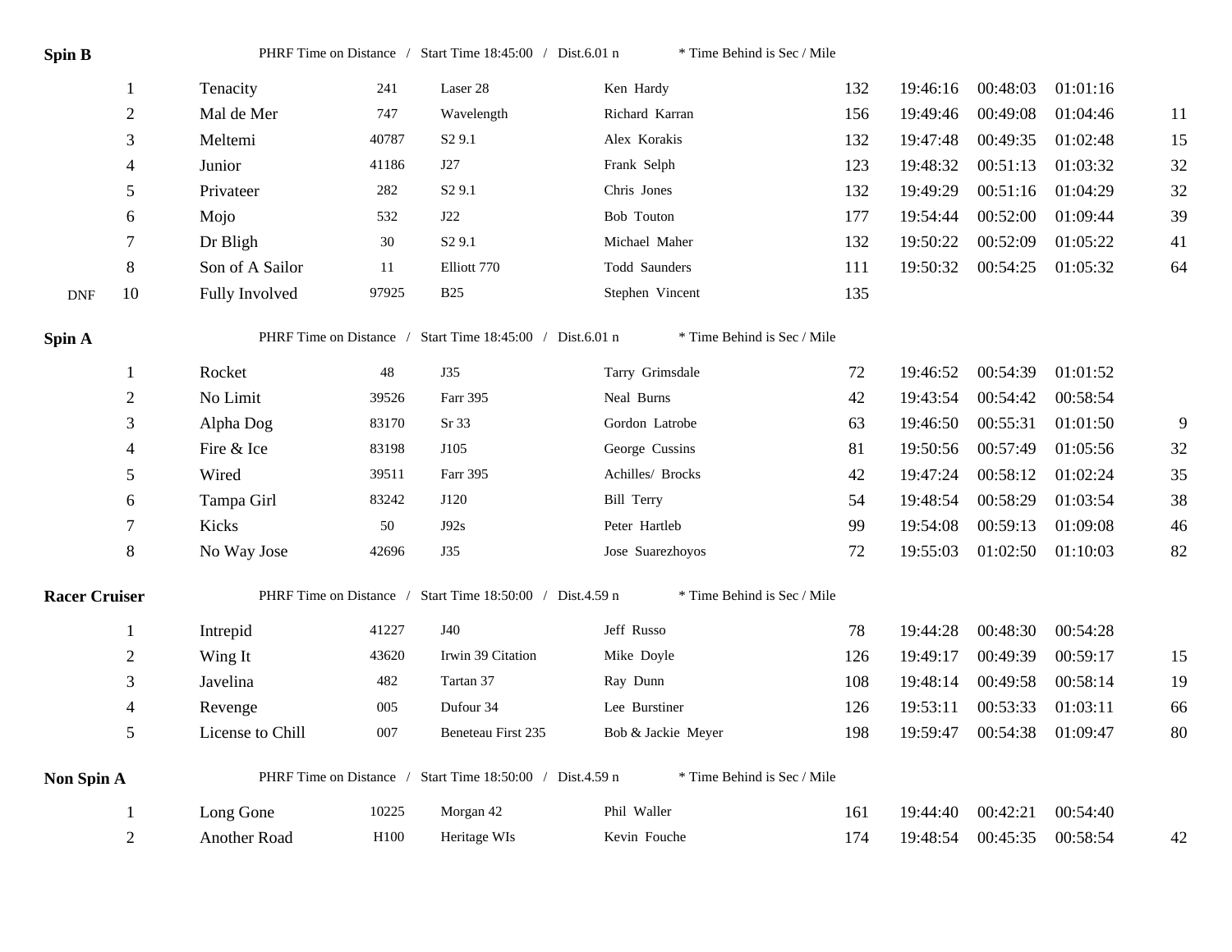**Spin B** PHRF Time on Distance / Start Time 18:45:00 / Dist.6.01 n * Time Behind is Sec / Mile

| | | | | | | | | | | |
|---|---|---|---|---|---|---|---|---|---|---|
| | 1 | Tenacity | 241 | Laser 28 | Ken Hardy | 132 | 19:46:16 | 00:48:03 | 01:01:16 | |
| | 2 | Mal de Mer | 747 | Wavelength | Richard Karran | 156 | 19:49:46 | 00:49:08 | 01:04:46 | 11 |
| | 3 | Meltemi | 40787 | S2 9.1 | Alex Korakis | 132 | 19:47:48 | 00:49:35 | 01:02:48 | 15 |
| | 4 | Junior | 41186 | J27 | Frank Selph | 123 | 19:48:32 | 00:51:13 | 01:03:32 | 32 |
| | 5 | Privateer | 282 | S2 9.1 | Chris Jones | 132 | 19:49:29 | 00:51:16 | 01:04:29 | 32 |
| | 6 | Mojo | 532 | J22 | Bob Touton | 177 | 19:54:44 | 00:52:00 | 01:09:44 | 39 |
| | 7 | Dr Bligh | 30 | S2 9.1 | Michael Maher | 132 | 19:50:22 | 00:52:09 | 01:05:22 | 41 |
| | 8 | Son of A Sailor | 11 | Elliott 770 | Todd Saunders | 111 | 19:50:32 | 00:54:25 | 01:05:32 | 64 |
| DNF | 10 | Fully Involved | 97925 | B25 | Stephen Vincent | 135 | | | | |

**Spin A** PHRF Time on Distance / Start Time 18:45:00 / Dist.6.01 n * Time Behind is Sec / Mile

| | | | | | | | | | |
|---|---|---|---|---|---|---|---|---|---|
| 1 | Rocket | 48 | J35 | Tarry Grimsdale | 72 | 19:46:52 | 00:54:39 | 01:01:52 | |
| 2 | No Limit | 39526 | Farr 395 | Neal Burns | 42 | 19:43:54 | 00:54:42 | 00:58:54 | |
| 3 | Alpha Dog | 83170 | Sr 33 | Gordon Latrobe | 63 | 19:46:50 | 00:55:31 | 01:01:50 | 9 |
| 4 | Fire & Ice | 83198 | J105 | George Cussins | 81 | 19:50:56 | 00:57:49 | 01:05:56 | 32 |
| 5 | Wired | 39511 | Farr 395 | Achilles/ Brocks | 42 | 19:47:24 | 00:58:12 | 01:02:24 | 35 |
| 6 | Tampa Girl | 83242 | J120 | Bill Terry | 54 | 19:48:54 | 00:58:29 | 01:03:54 | 38 |
| 7 | Kicks | 50 | J92s | Peter Hartleb | 99 | 19:54:08 | 00:59:13 | 01:09:08 | 46 |
| 8 | No Way Jose | 42696 | J35 | Jose Suarezhoyos | 72 | 19:55:03 | 01:02:50 | 01:10:03 | 82 |

**Racer Cruiser** PHRF Time on Distance / Start Time 18:50:00 / Dist.4.59 n * Time Behind is Sec / Mile

| | | | | | | | | | |
|---|---|---|---|---|---|---|---|---|---|
| 1 | Intrepid | 41227 | J40 | Jeff Russo | 78 | 19:44:28 | 00:48:30 | 00:54:28 | |
| 2 | Wing It | 43620 | Irwin 39 Citation | Mike Doyle | 126 | 19:49:17 | 00:49:39 | 00:59:17 | 15 |
| 3 | Javelina | 482 | Tartan 37 | Ray Dunn | 108 | 19:48:14 | 00:49:58 | 00:58:14 | 19 |
| 4 | Revenge | 005 | Dufour 34 | Lee Burstiner | 126 | 19:53:11 | 00:53:33 | 01:03:11 | 66 |
| 5 | License to Chill | 007 | Beneteau First 235 | Bob & Jackie Meyer | 198 | 19:59:47 | 00:54:38 | 01:09:47 | 80 |

**Non Spin A** PHRF Time on Distance / Start Time 18:50:00 / Dist.4.59 n * Time Behind is Sec / Mile

| | | | | | | | | | |
|---|---|---|---|---|---|---|---|---|---|
| 1 | Long Gone | 10225 | Morgan 42 | Phil Waller | 161 | 19:44:40 | 00:42:21 | 00:54:40 | |
| 2 | Another Road | H100 | Heritage WIs | Kevin Fouche | 174 | 19:48:54 | 00:45:35 | 00:58:54 | 42 |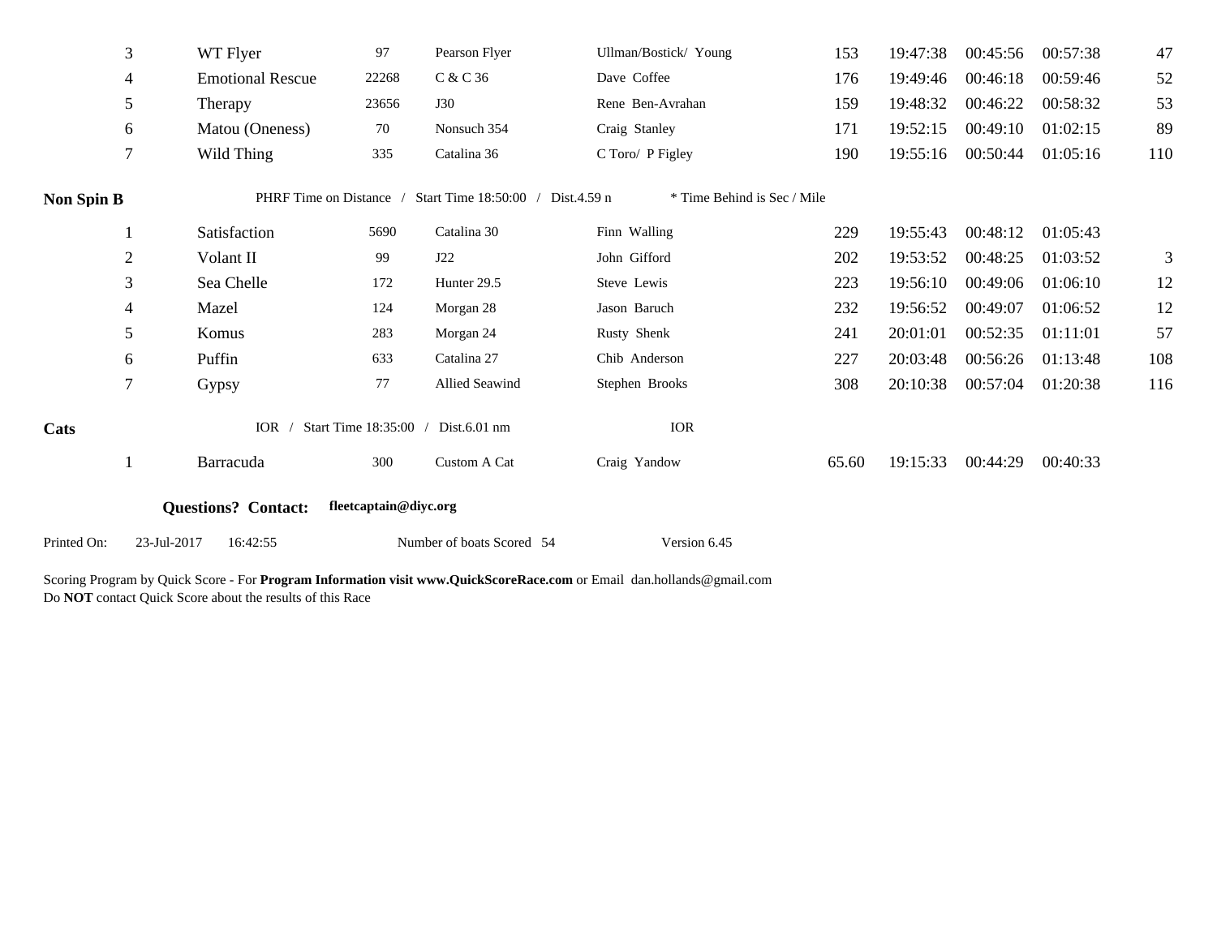| | | | | | | | | | |
|---|---|---|---|---|---|---|---|---|---|
| 3 | WT Flyer | 97 | Pearson Flyer | Ullman/Bostick/ Young | 153 | 19:47:38 | 00:45:56 | 00:57:38 | 47 |
| 4 | Emotional Rescue | 22268 | C & C 36 | Dave Coffee | 176 | 19:49:46 | 00:46:18 | 00:59:46 | 52 |
| 5 | Therapy | 23656 | J30 | Rene Ben-Avrahan | 159 | 19:48:32 | 00:46:22 | 00:58:32 | 53 |
| 6 | Matou (Oneness) | 70 | Nonsuch 354 | Craig Stanley | 171 | 19:52:15 | 00:49:10 | 01:02:15 | 89 |
| 7 | Wild Thing | 335 | Catalina 36 | C Toro/ P Figley | 190 | 19:55:16 | 00:50:44 | 01:05:16 | 110 |

**Non Spin B** PHRF Time on Distance / Start Time 18:50:00 / Dist.4.59 n * Time Behind is Sec / Mile

| | | | | | | | | | |
|---|---|---|---|---|---|---|---|---|---|
| 1 | Satisfaction | 5690 | Catalina 30 | Finn Walling | 229 | 19:55:43 | 00:48:12 | 01:05:43 | |
| 2 | Volant II | 99 | J22 | John Gifford | 202 | 19:53:52 | 00:48:25 | 01:03:52 | 3 |
| 3 | Sea Chelle | 172 | Hunter 29.5 | Steve Lewis | 223 | 19:56:10 | 00:49:06 | 01:06:10 | 12 |
| 4 | Mazel | 124 | Morgan 28 | Jason Baruch | 232 | 19:56:52 | 00:49:07 | 01:06:52 | 12 |
| 5 | Komus | 283 | Morgan 24 | Rusty Shenk | 241 | 20:01:01 | 00:52:35 | 01:11:01 | 57 |
| 6 | Puffin | 633 | Catalina 27 | Chib Anderson | 227 | 20:03:48 | 00:56:26 | 01:13:48 | 108 |
| 7 | Gypsy | 77 | Allied Seawind | Stephen Brooks | 308 | 20:10:38 | 00:57:04 | 01:20:38 | 116 |

**Cats** IOR / Start Time 18:35:00 / Dist.6.01 nm IOR

| | | | | | | | | | |
|---|---|---|---|---|---|---|---|---|---|
| 1 | Barracuda | 300 | Custom A Cat | Craig Yandow | 65.60 | 19:15:33 | 00:44:29 | 00:40:33 | |

**Questions? Contact:** **fleetcaptain@diyc.org**

Printed On: 23-Jul-2017 16:42:55 Number of boats Scored 54 Version 6.45

Scoring Program by Quick Score - For **Program Information visit www.QuickScoreRace.com** or Email dan.hollands@gmail.com
Do **NOT** contact Quick Score about the results of this Race